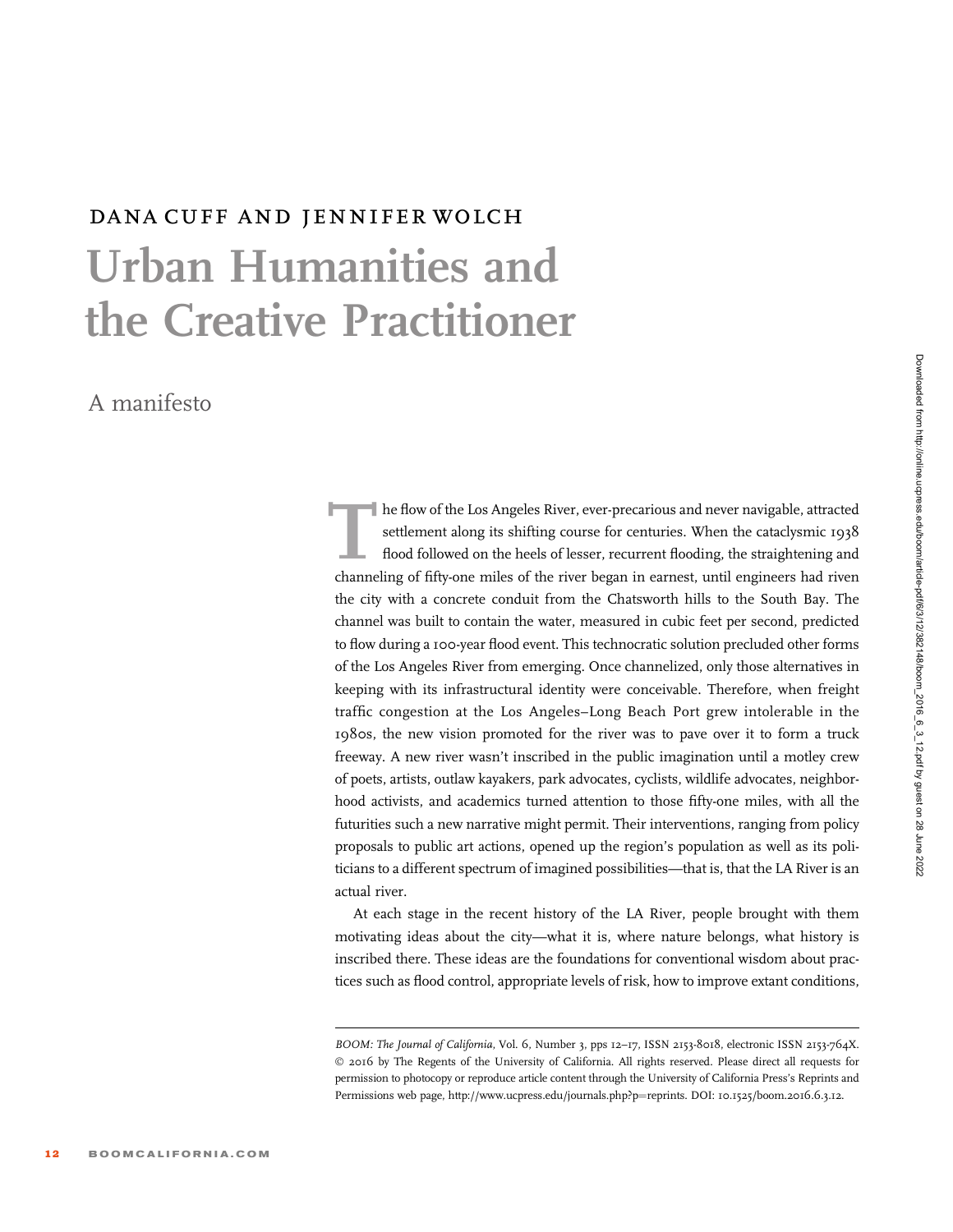DANA CUFF AND JENNIFER WOLCH

# Urban Humanities and the Creative Practitioner

## A manifesto

The flow of the Los Angeles River, ever-precarious and never navigable, attracted settlement along its shifting course for centuries. When the cataclysmic 1938 flood followed on the heels of lesser, recurrent flooding, the straightening and channeling of fifty-one miles of the river began in earnest, until engineers had riven the city with a concrete conduit from the Chatsworth hills to the South Bay. The channel was built to contain the water, measured in cubic feet per second, predicted to flow during a 100-year flood event. This technocratic solution precluded other forms of the Los Angeles River from emerging. Once channelized, only those alternatives in keeping with its infrastructural identity were conceivable. Therefore, when freight traffic congestion at the Los Angeles–Long Beach Port grew intolerable in the 1980s, the new vision promoted for the river was to pave over it to form a truck freeway. A new river wasn't inscribed in the public imagination until a motley crew of poets, artists, outlaw kayakers, park advocates, cyclists, wildlife advocates, neighborhood activists, and academics turned attention to those fifty-one miles, with all the futurities such a new narrative might permit. Their interventions, ranging from policy proposals to public art actions, opened up the region's population as well as its politicians to a different spectrum of imagined possibilities—that is, that the LA River is an actual river.

At each stage in the recent history of the LA River, people brought with them motivating ideas about the city—what it is, where nature belongs, what history is inscribed there. These ideas are the foundations for conventional wisdom about practices such as flood control, appropriate levels of risk, how to improve extant conditions,

---

*BOOM: The Journal of California*, Vol. 6, Number 3, pps 12–17, ISSN 2153-8018, electronic ISSN 2153-764X. © 2016 by The Regents of the University of California. All rights reserved. Please direct all requests for permission to photocopy or reproduce article content through the University of California Press's Reprints and Permissions web page, http://www.ucpress.edu/journals.php?p=reprints. DOI: 10.1525/boom.2016.6.3.12.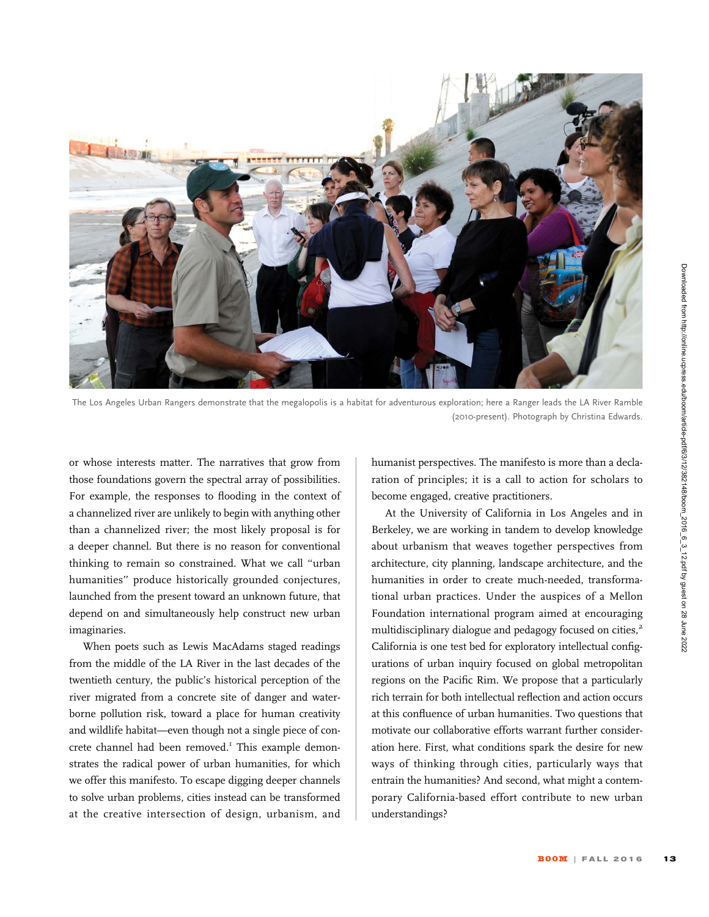The Los Angeles Urban Rangers demonstrate that the megalopolis is a habitat for adventurous exploration; here a Ranger leads the LA River Ramble (2010-present). Photograph by Christina Edwards.

or whose interests matter. The narratives that grow from those foundations govern the spectral array of possibilities. For example, the responses to flooding in the context of a channelized river are unlikely to begin with anything other than a channelized river; the most likely proposal is for a deeper channel. But there is no reason for conventional thinking to remain so constrained. What we call "urban humanities" produce historically grounded conjectures, launched from the present toward an unknown future, that depend on and simultaneously help construct new urban imaginaries.

When poets such as Lewis MacAdams staged readings from the middle of the LA River in the last decades of the twentieth century, the public's historical perception of the river migrated from a concrete site of danger and waterborne pollution risk, toward a place for human creativity and wildlife habitat—even though not a single piece of concrete channel had been removed.[1] This example demonstrates the radical power of urban humanities, for which we offer this manifesto. To escape digging deeper channels to solve urban problems, cities instead can be transformed at the creative intersection of design, urbanism, and humanist perspectives. The manifesto is more than a declaration of principles; it is a call to action for scholars to become engaged, creative practitioners.

At the University of California in Los Angeles and in Berkeley, we are working in tandem to develop knowledge about urbanism that weaves together perspectives from architecture, city planning, landscape architecture, and the humanities in order to create much-needed, transformational urban practices. Under the auspices of a Mellon Foundation international program aimed at encouraging multidisciplinary dialogue and pedagogy focused on cities,[2] California is one test bed for exploratory intellectual configurations of urban inquiry focused on global metropolitan regions on the Pacific Rim. We propose that a particularly rich terrain for both intellectual reflection and action occurs at this confluence of urban humanities. Two questions that motivate our collaborative efforts warrant further consideration here. First, what conditions spark the desire for new ways of thinking through cities, particularly ways that entrain the humanities? And second, what might a contemporary California-based effort contribute to new urban understandings?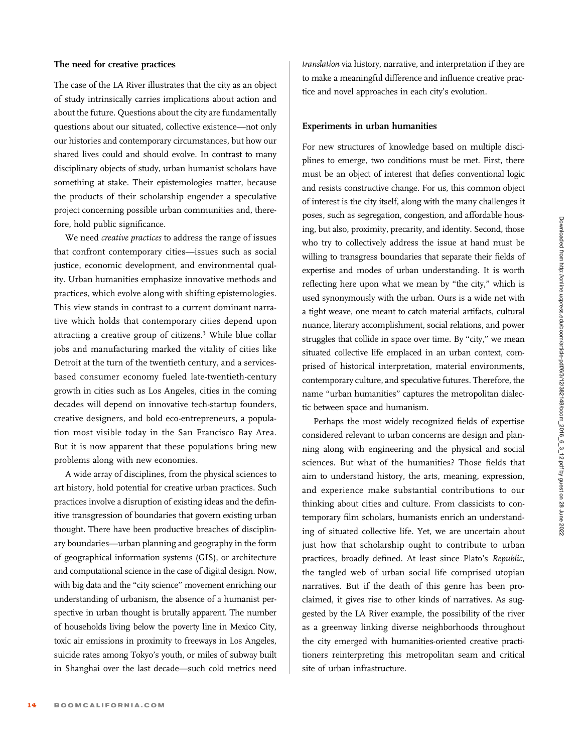## The need for creative practices

The case of the LA River illustrates that the city as an object of study intrinsically carries implications about action and about the future. Questions about the city are fundamentally questions about our situated, collective existence—not only our histories and contemporary circumstances, but how our shared lives could and should evolve. In contrast to many disciplinary objects of study, urban humanist scholars have something at stake. Their epistemologies matter, because the products of their scholarship engender a speculative project concerning possible urban communities and, therefore, hold public significance.

We need *creative practices* to address the range of issues that confront contemporary cities—issues such as social justice, economic development, and environmental quality. Urban humanities emphasize innovative methods and practices, which evolve along with shifting epistemologies. This view stands in contrast to a current dominant narrative which holds that contemporary cities depend upon attracting a creative group of citizens.[3] While blue collar jobs and manufacturing marked the vitality of cities like Detroit at the turn of the twentieth century, and a services-based consumer economy fueled late-twentieth-century growth in cities such as Los Angeles, cities in the coming decades will depend on innovative tech-startup founders, creative designers, and bold eco-entrepreneurs, a population most visible today in the San Francisco Bay Area. But it is now apparent that these populations bring new problems along with new economies.

A wide array of disciplines, from the physical sciences to art history, hold potential for creative urban practices. Such practices involve a disruption of existing ideas and the definitive transgression of boundaries that govern existing urban thought. There have been productive breaches of disciplinary boundaries—urban planning and geography in the form of geographical information systems (GIS), or architecture and computational science in the case of digital design. Now, with big data and the "city science" movement enriching our understanding of urbanism, the absence of a humanist perspective in urban thought is brutally apparent. The number of households living below the poverty line in Mexico City, toxic air emissions in proximity to freeways in Los Angeles, suicide rates among Tokyo's youth, or miles of subway built in Shanghai over the last decade—such cold metrics need *translation* via history, narrative, and interpretation if they are to make a meaningful difference and influence creative practice and novel approaches in each city's evolution.

## Experiments in urban humanities

For new structures of knowledge based on multiple disciplines to emerge, two conditions must be met. First, there must be an object of interest that defies conventional logic and resists constructive change. For us, this common object of interest is the city itself, along with the many challenges it poses, such as segregation, congestion, and affordable housing, but also, proximity, precarity, and identity. Second, those who try to collectively address the issue at hand must be willing to transgress boundaries that separate their fields of expertise and modes of urban understanding. It is worth reflecting here upon what we mean by "the city," which is used synonymously with the urban. Ours is a wide net with a tight weave, one meant to catch material artifacts, cultural nuance, literary accomplishment, social relations, and power struggles that collide in space over time. By "city," we mean situated collective life emplaced in an urban context, comprised of historical interpretation, material environments, contemporary culture, and speculative futures. Therefore, the name "urban humanities" captures the metropolitan dialectic between space and humanism.

Perhaps the most widely recognized fields of expertise considered relevant to urban concerns are design and planning along with engineering and the physical and social sciences. But what of the humanities? Those fields that aim to understand history, the arts, meaning, expression, and experience make substantial contributions to our thinking about cities and culture. From classicists to contemporary film scholars, humanists enrich an understanding of situated collective life. Yet, we are uncertain about just how that scholarship ought to contribute to urban practices, broadly defined. At least since Plato's *Republic*, the tangled web of urban social life comprised utopian narratives. But if the death of this genre has been proclaimed, it gives rise to other kinds of narratives. As suggested by the LA River example, the possibility of the river as a greenway linking diverse neighborhoods throughout the city emerged with humanities-oriented creative practitioners reinterpreting this metropolitan seam and critical site of urban infrastructure.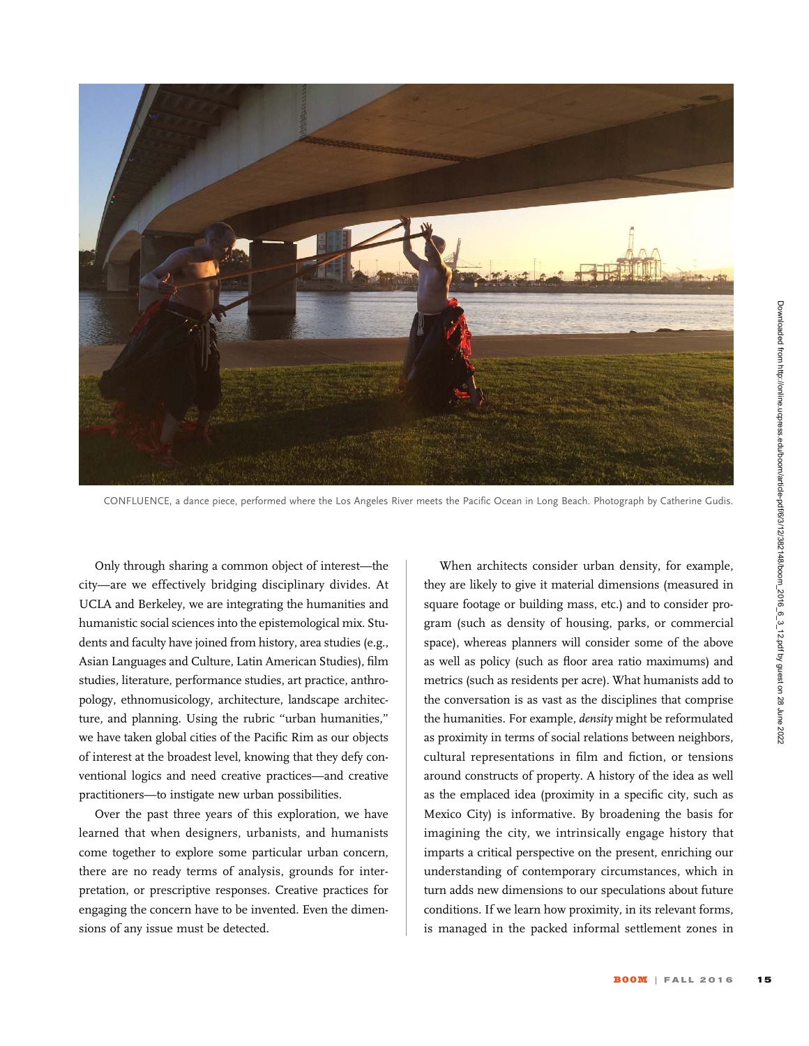CONFLUENCE, a dance piece, performed where the Los Angeles River meets the Pacific Ocean in Long Beach. Photograph by Catherine Gudis.

Only through sharing a common object of interest—the city—are we effectively bridging disciplinary divides. At UCLA and Berkeley, we are integrating the humanities and humanistic social sciences into the epistemological mix. Students and faculty have joined from history, area studies (e.g., Asian Languages and Culture, Latin American Studies), film studies, literature, performance studies, art practice, anthropology, ethnomusicology, architecture, landscape architecture, and planning. Using the rubric "urban humanities," we have taken global cities of the Pacific Rim as our objects of interest at the broadest level, knowing that they defy conventional logics and need creative practices—and creative practitioners—to instigate new urban possibilities.

Over the past three years of this exploration, we have learned that when designers, urbanists, and humanists come together to explore some particular urban concern, there are no ready terms of analysis, grounds for interpretation, or prescriptive responses. Creative practices for engaging the concern have to be invented. Even the dimensions of any issue must be detected.

When architects consider urban density, for example, they are likely to give it material dimensions (measured in square footage or building mass, etc.) and to consider program (such as density of housing, parks, or commercial space), whereas planners will consider some of the above as well as policy (such as floor area ratio maximums) and metrics (such as residents per acre). What humanists add to the conversation is as vast as the disciplines that comprise the humanities. For example, *density* might be reformulated as proximity in terms of social relations between neighbors, cultural representations in film and fiction, or tensions around constructs of property. A history of the idea as well as the emplaced idea (proximity in a specific city, such as Mexico City) is informative. By broadening the basis for imagining the city, we intrinsically engage history that imparts a critical perspective on the present, enriching our understanding of contemporary circumstances, which in turn adds new dimensions to our speculations about future conditions. If we learn how proximity, in its relevant forms, is managed in the packed informal settlement zones in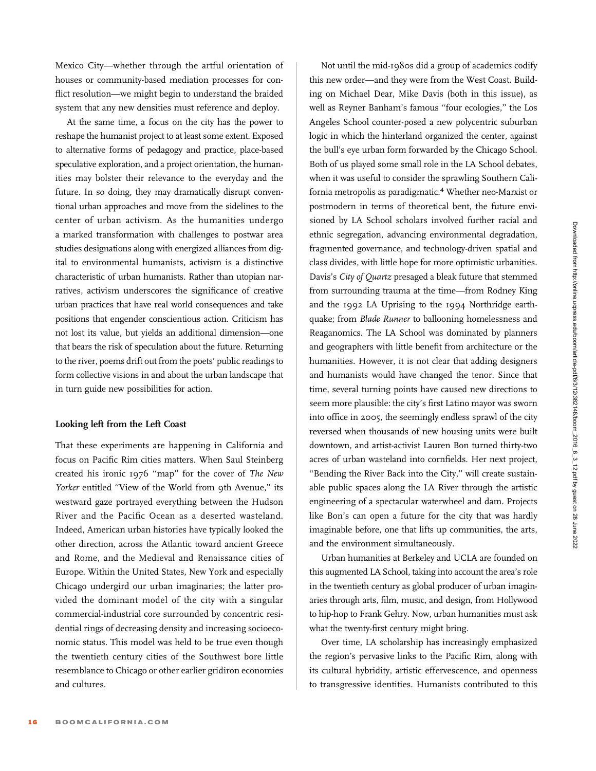Mexico City—whether through the artful orientation of houses or community-based mediation processes for conflict resolution—we might begin to understand the braided system that any new densities must reference and deploy.

At the same time, a focus on the city has the power to reshape the humanist project to at least some extent. Exposed to alternative forms of pedagogy and practice, place-based speculative exploration, and a project orientation, the humanities may bolster their relevance to the everyday and the future. In so doing, they may dramatically disrupt conventional urban approaches and move from the sidelines to the center of urban activism. As the humanities undergo a marked transformation with challenges to postwar area studies designations along with energized alliances from digital to environmental humanists, activism is a distinctive characteristic of urban humanists. Rather than utopian narratives, activism underscores the significance of creative urban practices that have real world consequences and take positions that engender conscientious action. Criticism has not lost its value, but yields an additional dimension—one that bears the risk of speculation about the future. Returning to the river, poems drift out from the poets' public readings to form collective visions in and about the urban landscape that in turn guide new possibilities for action.

### Looking left from the Left Coast

That these experiments are happening in California and focus on Pacific Rim cities matters. When Saul Steinberg created his ironic 1976 "map" for the cover of *The New Yorker* entitled "View of the World from 9th Avenue," its westward gaze portrayed everything between the Hudson River and the Pacific Ocean as a deserted wasteland. Indeed, American urban histories have typically looked the other direction, across the Atlantic toward ancient Greece and Rome, and the Medieval and Renaissance cities of Europe. Within the United States, New York and especially Chicago undergird our urban imaginaries; the latter provided the dominant model of the city with a singular commercial-industrial core surrounded by concentric residential rings of decreasing density and increasing socioeconomic status. This model was held to be true even though the twentieth century cities of the Southwest bore little resemblance to Chicago or other earlier gridiron economies and cultures.

Not until the mid-1980s did a group of academics codify this new order—and they were from the West Coast. Building on Michael Dear, Mike Davis (both in this issue), as well as Reyner Banham's famous "four ecologies," the Los Angeles School counter-posed a new polycentric suburban logic in which the hinterland organized the center, against the bull's eye urban form forwarded by the Chicago School. Both of us played some small role in the LA School debates, when it was useful to consider the sprawling Southern California metropolis as paradigmatic.[4] Whether neo-Marxist or postmodern in terms of theoretical bent, the future envisioned by LA School scholars involved further racial and ethnic segregation, advancing environmental degradation, fragmented governance, and technology-driven spatial and class divides, with little hope for more optimistic urbanities. Davis's *City of Quartz* presaged a bleak future that stemmed from surrounding trauma at the time—from Rodney King and the 1992 LA Uprising to the 1994 Northridge earthquake; from *Blade Runner* to ballooning homelessness and Reaganomics. The LA School was dominated by planners and geographers with little benefit from architecture or the humanities. However, it is not clear that adding designers and humanists would have changed the tenor. Since that time, several turning points have caused new directions to seem more plausible: the city's first Latino mayor was sworn into office in 2005, the seemingly endless sprawl of the city reversed when thousands of new housing units were built downtown, and artist-activist Lauren Bon turned thirty-two acres of urban wasteland into cornfields. Her next project, "Bending the River Back into the City," will create sustainable public spaces along the LA River through the artistic engineering of a spectacular waterwheel and dam. Projects like Bon's can open a future for the city that was hardly imaginable before, one that lifts up communities, the arts, and the environment simultaneously.

Urban humanities at Berkeley and UCLA are founded on this augmented LA School, taking into account the area's role in the twentieth century as global producer of urban imaginaries through arts, film, music, and design, from Hollywood to hip-hop to Frank Gehry. Now, urban humanities must ask what the twenty-first century might bring.

Over time, LA scholarship has increasingly emphasized the region's pervasive links to the Pacific Rim, along with its cultural hybridity, artistic effervescence, and openness to transgressive identities. Humanists contributed to this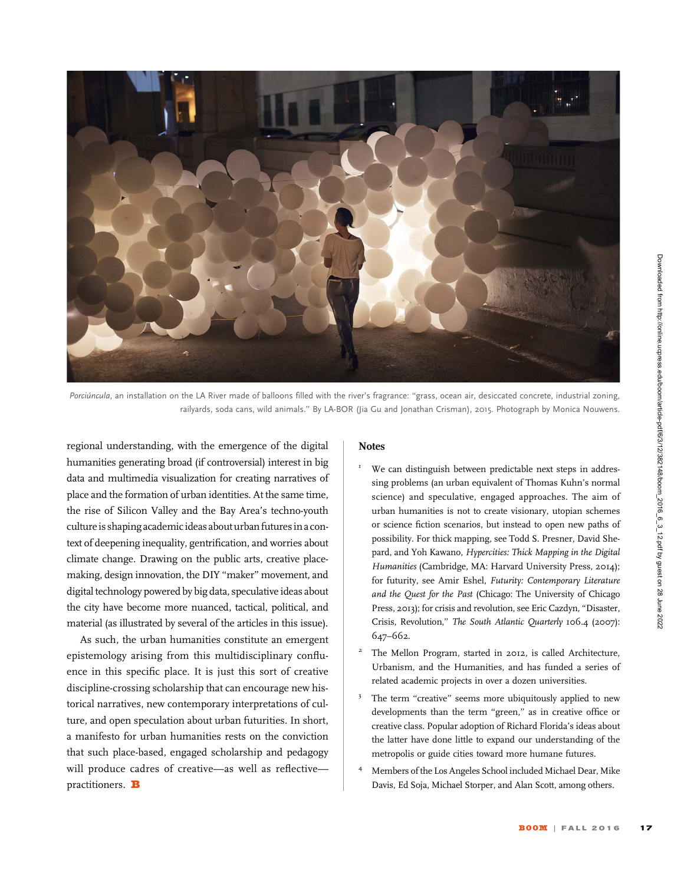*Porciúncula*, an installation on the LA River made of balloons filled with the river's fragrance: "grass, ocean air, desiccated concrete, industrial zoning, railyards, soda cans, wild animals." By LA-BOR (Jia Gu and Jonathan Crisman), 2015. Photograph by Monica Nouwens.

regional understanding, with the emergence of the digital humanities generating broad (if controversial) interest in big data and multimedia visualization for creating narratives of place and the formation of urban identities. At the same time, the rise of Silicon Valley and the Bay Area's techno-youth culture is shaping academic ideas about urban futures in a context of deepening inequality, gentrification, and worries about climate change. Drawing on the public arts, creative place-making, design innovation, the DIY "maker" movement, and digital technology powered by big data, speculative ideas about the city have become more nuanced, tactical, political, and material (as illustrated by several of the articles in this issue).

As such, the urban humanities constitute an emergent epistemology arising from this multidisciplinary confluence in this specific place. It is just this sort of creative discipline-crossing scholarship that can encourage new historical narratives, new contemporary interpretations of culture, and open speculation about urban futurities. In short, a manifesto for urban humanities rests on the conviction that such place-based, engaged scholarship and pedagogy will produce cadres of creative—as well as reflective—practitioners. **B**

## Notes

1. We can distinguish between predictable next steps in addressing problems (an urban equivalent of Thomas Kuhn's normal science) and speculative, engaged approaches. The aim of urban humanities is not to create visionary, utopian schemes or science fiction scenarios, but instead to open new paths of possibility. For thick mapping, see Todd S. Presner, David Shepard, and Yoh Kawano, *Hypercities: Thick Mapping in the Digital Humanities* (Cambridge, MA: Harvard University Press, 2014); for futurity, see Amir Eshel, *Futurity: Contemporary Literature and the Quest for the Past* (Chicago: The University of Chicago Press, 2013); for crisis and revolution, see Eric Cazdyn, "Disaster, Crisis, Revolution," *The South Atlantic Quarterly* 106.4 (2007): 647–662.
2. The Mellon Program, started in 2012, is called Architecture, Urbanism, and the Humanities, and has funded a series of related academic projects in over a dozen universities.
3. The term "creative" seems more ubiquitously applied to new developments than the term "green," as in creative office or creative class. Popular adoption of Richard Florida's ideas about the latter have done little to expand our understanding of the metropolis or guide cities toward more humane futures.
4. Members of the Los Angeles School included Michael Dear, Mike Davis, Ed Soja, Michael Storper, and Alan Scott, among others.